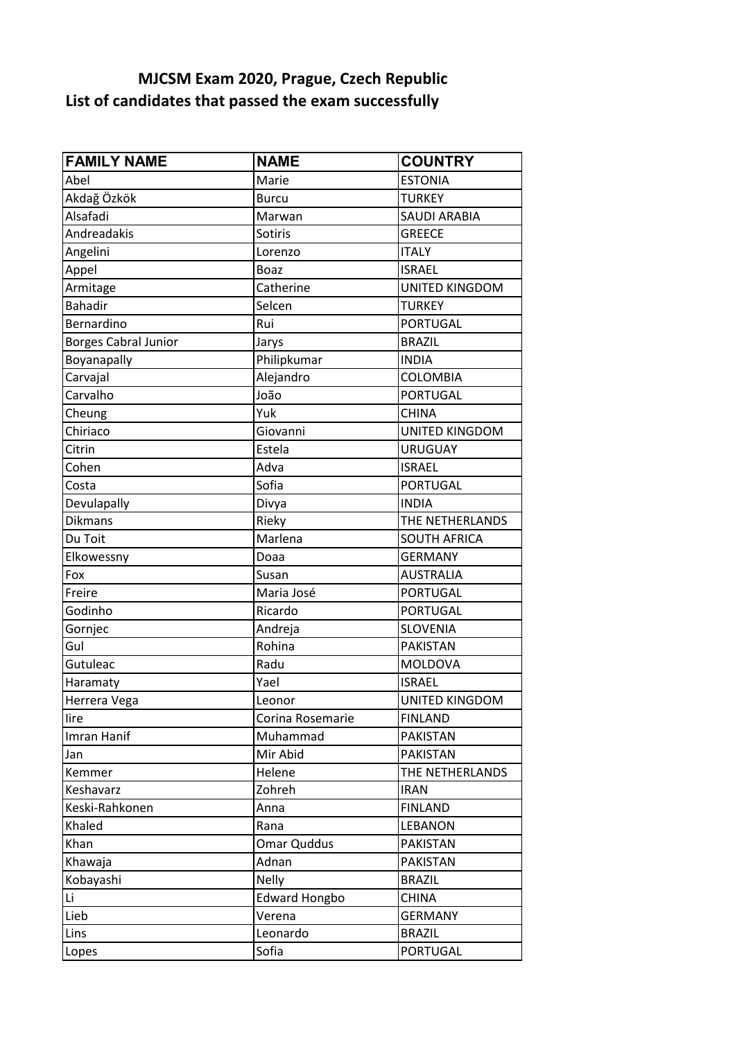# MJCSM Exam 2020, Prague, Czech Republic
## List of candidates that passed the exam successfully

| FAMILY NAME | NAME | COUNTRY |
|---|---|---|
| Abel | Marie | ESTONIA |
| Akdağ Özkök | Burcu | TURKEY |
| Alsafadi | Marwan | SAUDI ARABIA |
| Andreadakis | Sotiris | GREECE |
| Angelini | Lorenzo | ITALY |
| Appel | Boaz | ISRAEL |
| Armitage | Catherine | UNITED KINGDOM |
| Bahadir | Selcen | TURKEY |
| Bernardino | Rui | PORTUGAL |
| Borges Cabral Junior | Jarys | BRAZIL |
| Boyanapally | Philipkumar | INDIA |
| Carvajal | Alejandro | COLOMBIA |
| Carvalho | João | PORTUGAL |
| Cheung | Yuk | CHINA |
| Chiriaco | Giovanni | UNITED KINGDOM |
| Citrin | Estela | URUGUAY |
| Cohen | Adva | ISRAEL |
| Costa | Sofia | PORTUGAL |
| Devulapally | Divya | INDIA |
| Dikmans | Rieky | THE NETHERLANDS |
| Du Toit | Marlena | SOUTH AFRICA |
| Elkowessny | Doaa | GERMANY |
| Fox | Susan | AUSTRALIA |
| Freire | Maria José | PORTUGAL |
| Godinho | Ricardo | PORTUGAL |
| Gornjec | Andreja | SLOVENIA |
| Gul | Rohina | PAKISTAN |
| Gutuleac | Radu | MOLDOVA |
| Haramaty | Yael | ISRAEL |
| Herrera Vega | Leonor | UNITED KINGDOM |
| Iire | Corina Rosemarie | FINLAND |
| Imran Hanif | Muhammad | PAKISTAN |
| Jan | Mir Abid | PAKISTAN |
| Kemmer | Helene | THE NETHERLANDS |
| Keshavarz | Zohreh | IRAN |
| Keski-Rahkonen | Anna | FINLAND |
| Khaled | Rana | LEBANON |
| Khan | Omar Quddus | PAKISTAN |
| Khawaja | Adnan | PAKISTAN |
| Kobayashi | Nelly | BRAZIL |
| Li | Edward Hongbo | CHINA |
| Lieb | Verena | GERMANY |
| Lins | Leonardo | BRAZIL |
| Lopes | Sofia | PORTUGAL |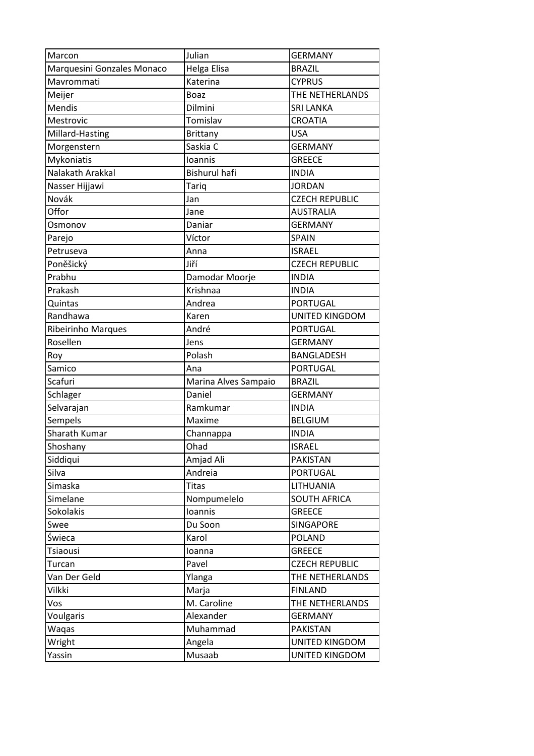| | | |
|---|---|---|
| Marcon | Julian | GERMANY |
| Marquesini Gonzales Monaco | Helga Elisa | BRAZIL |
| Mavrommati | Katerina | CYPRUS |
| Meijer | Boaz | THE NETHERLANDS |
| Mendis | Dilmini | SRI LANKA |
| Mestrovic | Tomislav | CROATIA |
| Millard-Hasting | Brittany | USA |
| Morgenstern | Saskia C | GERMANY |
| Mykoniatis | Ioannis | GREECE |
| Nalakath Arakkal | Bishurul hafi | INDIA |
| Nasser Hijjawi | Tariq | JORDAN |
| Novák | Jan | CZECH REPUBLIC |
| Offor | Jane | AUSTRALIA |
| Osmonov | Daniar | GERMANY |
| Parejo | Víctor | SPAIN |
| Petruseva | Anna | ISRAEL |
| Poněšický | Jiří | CZECH REPUBLIC |
| Prabhu | Damodar Moorje | INDIA |
| Prakash | Krishnaa | INDIA |
| Quintas | Andrea | PORTUGAL |
| Randhawa | Karen | UNITED KINGDOM |
| Ribeirinho Marques | André | PORTUGAL |
| Rosellen | Jens | GERMANY |
| Roy | Polash | BANGLADESH |
| Samico | Ana | PORTUGAL |
| Scafuri | Marina Alves Sampaio | BRAZIL |
| Schlager | Daniel | GERMANY |
| Selvarajan | Ramkumar | INDIA |
| Sempels | Maxime | BELGIUM |
| Sharath Kumar | Channappa | INDIA |
| Shoshany | Ohad | ISRAEL |
| Siddiqui | Amjad Ali | PAKISTAN |
| Silva | Andreia | PORTUGAL |
| Simaska | Titas | LITHUANIA |
| Simelane | Nompumelelo | SOUTH AFRICA |
| Sokolakis | Ioannis | GREECE |
| Swee | Du Soon | SINGAPORE |
| Świeca | Karol | POLAND |
| Tsiaousi | Ioanna | GREECE |
| Turcan | Pavel | CZECH REPUBLIC |
| Van Der Geld | Ylanga | THE NETHERLANDS |
| Vilkki | Marja | FINLAND |
| Vos | M. Caroline | THE NETHERLANDS |
| Voulgaris | Alexander | GERMANY |
| Waqas | Muhammad | PAKISTAN |
| Wright | Angela | UNITED KINGDOM |
| Yassin | Musaab | UNITED KINGDOM |